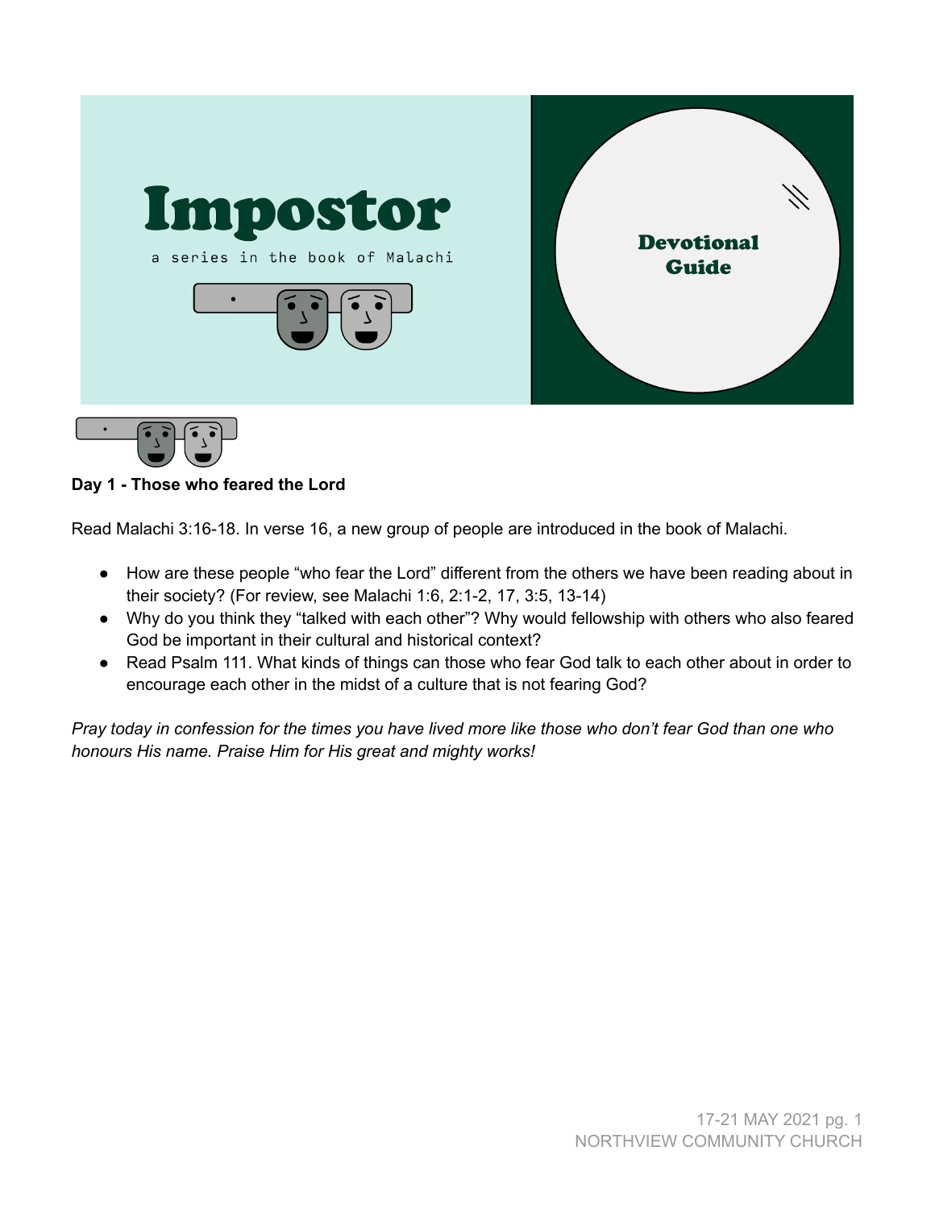# Impostor

a series in the book of Malachi

**Devotional Guide**

**Day 1 - Those who feared the Lord**

Read Malachi 3:16-18. In verse 16, a new group of people are introduced in the book of Malachi.

- How are these people "who fear the Lord" different from the others we have been reading about in their society? (For review, see Malachi 1:6, 2:1-2, 17, 3:5, 13-14)
- Why do you think they "talked with each other"? Why would fellowship with others who also feared God be important in their cultural and historical context?
- Read Psalm 111. What kinds of things can those who fear God talk to each other about in order to encourage each other in the midst of a culture that is not fearing God?

*Pray today in confession for the times you have lived more like those who don't fear God than one who honours His name. Praise Him for His great and mighty works!*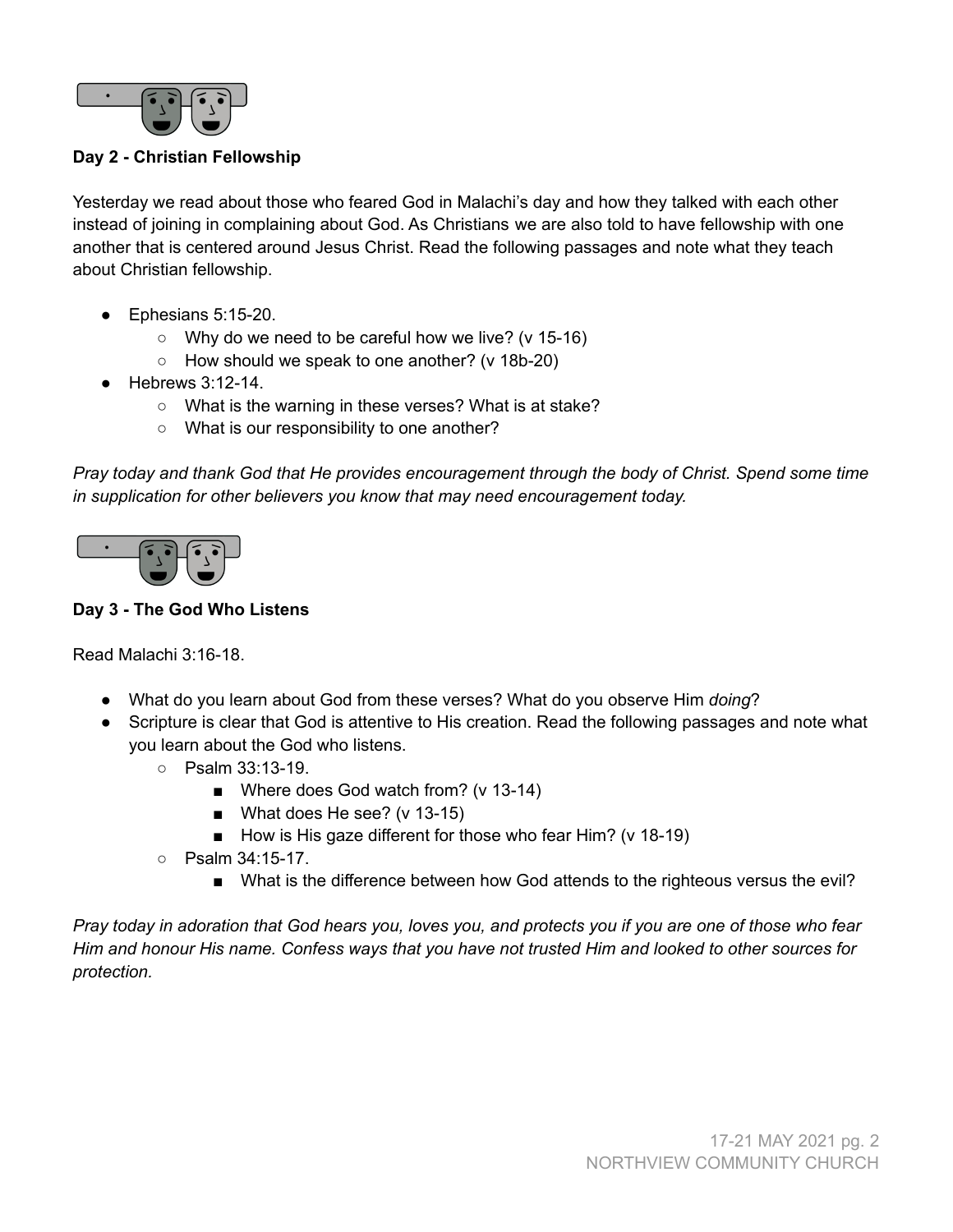**Day 2 - Christian Fellowship**

Yesterday we read about those who feared God in Malachi's day and how they talked with each other instead of joining in complaining about God. As Christians we are also told to have fellowship with one another that is centered around Jesus Christ. Read the following passages and note what they teach about Christian fellowship.

- Ephesians 5:15-20.
  - Why do we need to be careful how we live? (v 15-16)
  - How should we speak to one another? (v 18b-20)
- Hebrews 3:12-14.
  - What is the warning in these verses? What is at stake?
  - What is our responsibility to one another?

*Pray today and thank God that He provides encouragement through the body of Christ. Spend some time in supplication for other believers you know that may need encouragement today.*

**Day 3 - The God Who Listens**

Read Malachi 3:16-18.

- What do you learn about God from these verses? What do you observe Him *doing*?
- Scripture is clear that God is attentive to His creation. Read the following passages and note what you learn about the God who listens.
  - Psalm 33:13-19.
    - Where does God watch from? (v 13-14)
    - What does He see? (v 13-15)
    - How is His gaze different for those who fear Him? (v 18-19)
  - Psalm 34:15-17.
    - What is the difference between how God attends to the righteous versus the evil?

*Pray today in adoration that God hears you, loves you, and protects you if you are one of those who fear Him and honour His name. Confess ways that you have not trusted Him and looked to other sources for protection.*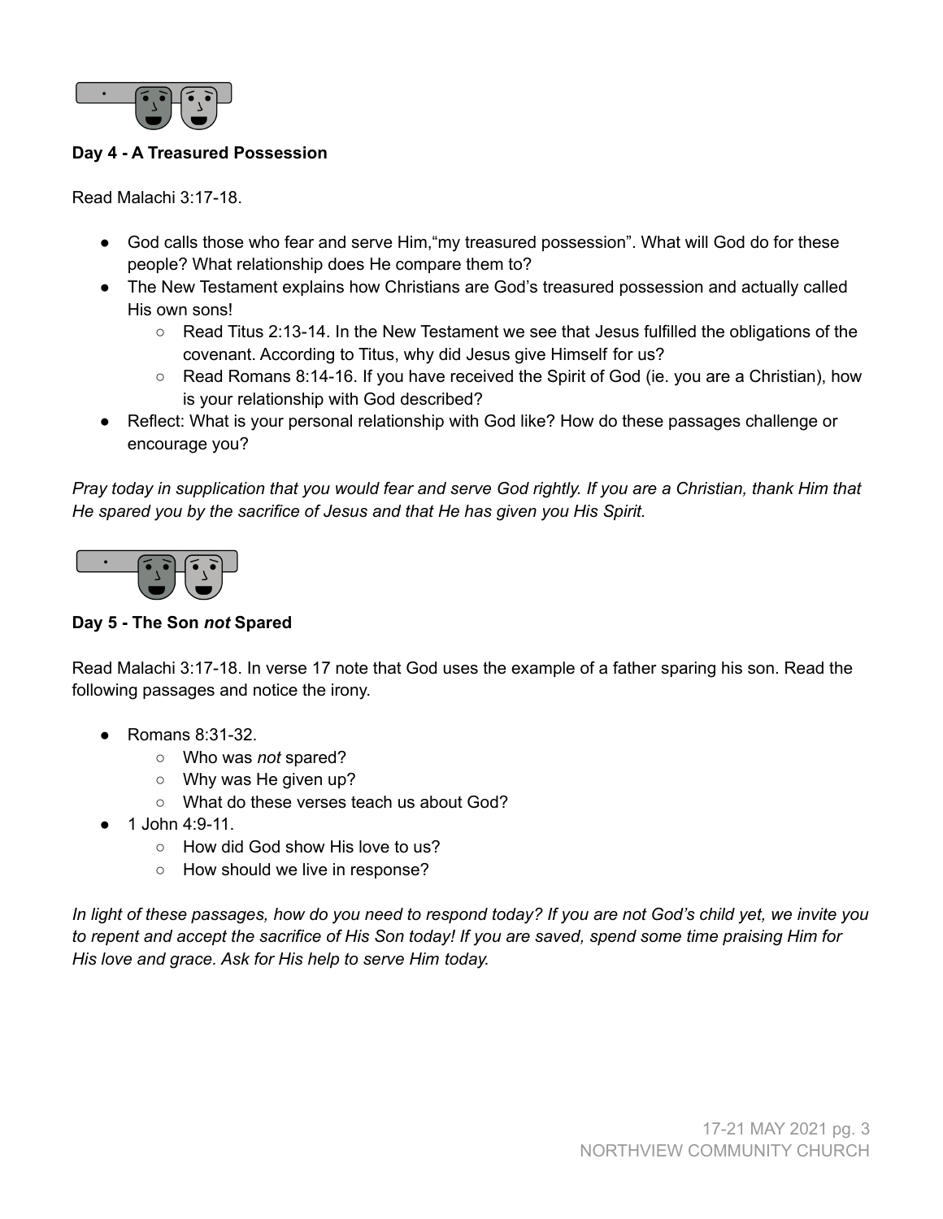**Day 4 - A Treasured Possession**

Read Malachi 3:17-18.

- God calls those who fear and serve Him,"my treasured possession". What will God do for these people? What relationship does He compare them to?
- The New Testament explains how Christians are God's treasured possession and actually called His own sons!
  - Read Titus 2:13-14. In the New Testament we see that Jesus fulfilled the obligations of the covenant. According to Titus, why did Jesus give Himself for us?
  - Read Romans 8:14-16. If you have received the Spirit of God (ie. you are a Christian), how is your relationship with God described?
- Reflect: What is your personal relationship with God like? How do these passages challenge or encourage you?

*Pray today in supplication that you would fear and serve God rightly. If you are a Christian, thank Him that He spared you by the sacrifice of Jesus and that He has given you His Spirit.*

**Day 5 - The Son *not* Spared**

Read Malachi 3:17-18. In verse 17 note that God uses the example of a father sparing his son. Read the following passages and notice the irony.

- Romans 8:31-32.
  - Who was *not* spared?
  - Why was He given up?
  - What do these verses teach us about God?
- 1 John 4:9-11.
  - How did God show His love to us?
  - How should we live in response?

*In light of these passages, how do you need to respond today? If you are not God's child yet, we invite you to repent and accept the sacrifice of His Son today! If you are saved, spend some time praising Him for His love and grace. Ask for His help to serve Him today.*